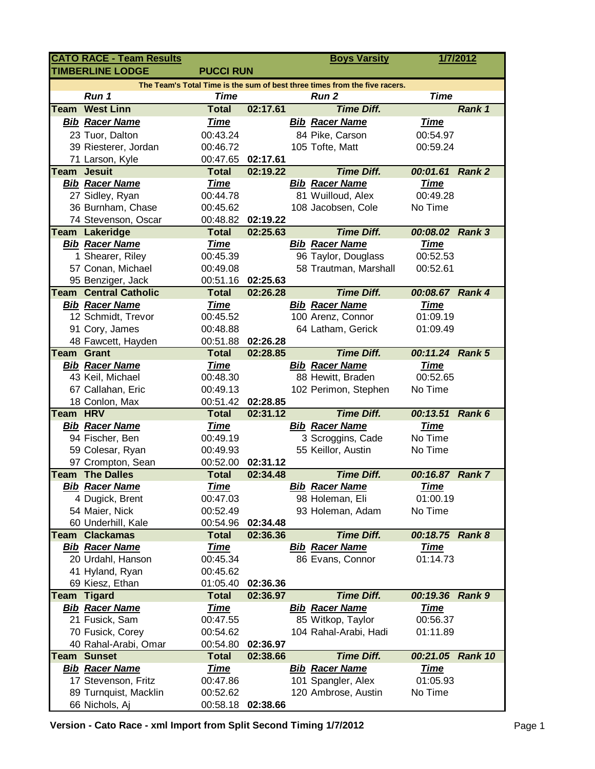| CATO RACE - Team Results | | | | Boys Varsity | | 1/7/2012 |
|---|---|---|---|---|---|---|
| TIMBERLINE LODGE | | PUCCI RUN | | | | |
| The Team's Total Time is the sum of best three times from the five racers. | | | | | | |
| | Run 1 | Time | | Run 2 | Time | |
| Team | West Linn | Total | 02:17.61 | Time Diff. | | Rank 1 |
| Bib | Racer Name | Time | | Bib Racer Name | Time | |
| 23 | Tuor, Dalton | 00:43.24 | | 84 Pike, Carson | 00:54.97 | |
| 39 | Riesterer, Jordan | 00:46.72 | | 105 Tofte, Matt | 00:59.24 | |
| 71 | Larson, Kyle | 00:47.65 | 02:17.61 | | | |
| Team | Jesuit | Total | 02:19.22 | Time Diff. | 00:01.61 | Rank 2 |
| Bib | Racer Name | Time | | Bib Racer Name | Time | |
| 27 | Sidley, Ryan | 00:44.78 | | 81 Wuilloud, Alex | 00:49.28 | |
| 36 | Burnham, Chase | 00:45.62 | | 108 Jacobsen, Cole | No Time | |
| 74 | Stevenson, Oscar | 00:48.82 | 02:19.22 | | | |
| Team | Lakeridge | Total | 02:25.63 | Time Diff. | 00:08.02 | Rank 3 |
| Bib | Racer Name | Time | | Bib Racer Name | Time | |
| 1 | Shearer, Riley | 00:45.39 | | 96 Taylor, Douglass | 00:52.53 | |
| 57 | Conan, Michael | 00:49.08 | | 58 Trautman, Marshall | 00:52.61 | |
| 95 | Benziger, Jack | 00:51.16 | 02:25.63 | | | |
| Team | Central Catholic | Total | 02:26.28 | Time Diff. | 00:08.67 | Rank 4 |
| Bib | Racer Name | Time | | Bib Racer Name | Time | |
| 12 | Schmidt, Trevor | 00:45.52 | | 100 Arenz, Connor | 01:09.19 | |
| 91 | Cory, James | 00:48.88 | | 64 Latham, Gerick | 01:09.49 | |
| 48 | Fawcett, Hayden | 00:51.88 | 02:26.28 | | | |
| Team | Grant | Total | 02:28.85 | Time Diff. | 00:11.24 | Rank 5 |
| Bib | Racer Name | Time | | Bib Racer Name | Time | |
| 43 | Keil, Michael | 00:48.30 | | 88 Hewitt, Braden | 00:52.65 | |
| 67 | Callahan, Eric | 00:49.13 | | 102 Perimon, Stephen | No Time | |
| 18 | Conlon, Max | 00:51.42 | 02:28.85 | | | |
| Team | HRV | Total | 02:31.12 | Time Diff. | 00:13.51 | Rank 6 |
| Bib | Racer Name | Time | | Bib Racer Name | Time | |
| 94 | Fischer, Ben | 00:49.19 | | 3 Scroggins, Cade | No Time | |
| 59 | Colesar, Ryan | 00:49.93 | | 55 Keillor, Austin | No Time | |
| 97 | Crompton, Sean | 00:52.00 | 02:31.12 | | | |
| Team | The Dalles | Total | 02:34.48 | Time Diff. | 00:16.87 | Rank 7 |
| Bib | Racer Name | Time | | Bib Racer Name | Time | |
| 4 | Dugick, Brent | 00:47.03 | | 98 Holeman, Eli | 01:00.19 | |
| 54 | Maier, Nick | 00:52.49 | | 93 Holeman, Adam | No Time | |
| 60 | Underhill, Kale | 00:54.96 | 02:34.48 | | | |
| Team | Clackamas | Total | 02:36.36 | Time Diff. | 00:18.75 | Rank 8 |
| Bib | Racer Name | Time | | Bib Racer Name | Time | |
| 20 | Urdahl, Hanson | 00:45.34 | | 86 Evans, Connor | 01:14.73 | |
| 41 | Hyland, Ryan | 00:45.62 | | | | |
| 69 | Kiesz, Ethan | 01:05.40 | 02:36.36 | | | |
| Team | Tigard | Total | 02:36.97 | Time Diff. | 00:19.36 | Rank 9 |
| Bib | Racer Name | Time | | Bib Racer Name | Time | |
| 21 | Fusick, Sam | 00:47.55 | | 85 Witkop, Taylor | 00:56.37 | |
| 70 | Fusick, Corey | 00:54.62 | | 104 Rahal-Arabi, Hadi | 01:11.89 | |
| 40 | Rahal-Arabi, Omar | 00:54.80 | 02:36.97 | | | |
| Team | Sunset | Total | 02:38.66 | Time Diff. | 00:21.05 | Rank 10 |
| Bib | Racer Name | Time | | Bib Racer Name | Time | |
| 17 | Stevenson, Fritz | 00:47.86 | | 101 Spangler, Alex | 01:05.93 | |
| 89 | Turnquist, Macklin | 00:52.62 | | 120 Ambrose, Austin | No Time | |
| 66 | Nichols, Aj | 00:58.18 | 02:38.66 | | | |

**Version - Cato Race - xml Import from Split Second Timing 1/7/2012**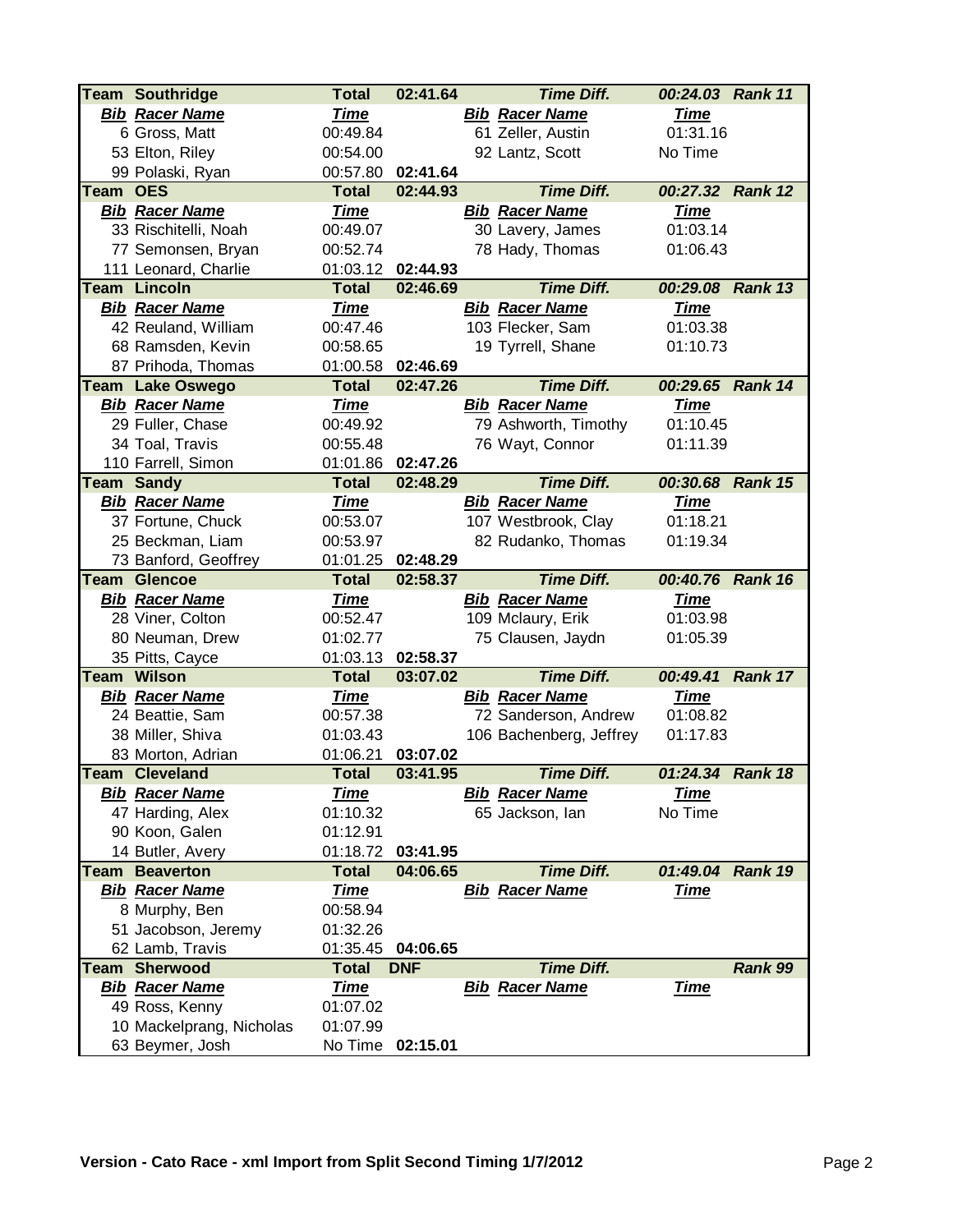| | | | | | | | | |
|---|---|---|---|---|---|---|---|---|
| **Team** | **Southridge** | **Total** | **02:41.64** | | ***Time Diff.*** | ***00:24.03*** | ***Rank 11*** |
| ***Bib*** | ***Racer Name*** | ***Time*** | | ***Bib*** | ***Racer Name*** | ***Time*** | |
| 6 | Gross, Matt | 00:49.84 | | 61 | Zeller, Austin | 01:31.16 | |
| 53 | Elton, Riley | 00:54.00 | | 92 | Lantz, Scott | No Time | |
| 99 | Polaski, Ryan | 00:57.80 | **02:41.64** | | | | |
| **Team** | **OES** | **Total** | **02:44.93** | | ***Time Diff.*** | ***00:27.32*** | ***Rank 12*** |
| ***Bib*** | ***Racer Name*** | ***Time*** | | ***Bib*** | ***Racer Name*** | ***Time*** | |
| 33 | Rischitelli, Noah | 00:49.07 | | 30 | Lavery, James | 01:03.14 | |
| 77 | Semonsen, Bryan | 00:52.74 | | 78 | Hady, Thomas | 01:06.43 | |
| 111 | Leonard, Charlie | 01:03.12 | **02:44.93** | | | | |
| **Team** | **Lincoln** | **Total** | **02:46.69** | | ***Time Diff.*** | ***00:29.08*** | ***Rank 13*** |
| ***Bib*** | ***Racer Name*** | ***Time*** | | ***Bib*** | ***Racer Name*** | ***Time*** | |
| 42 | Reuland, William | 00:47.46 | | 103 | Flecker, Sam | 01:03.38 | |
| 68 | Ramsden, Kevin | 00:58.65 | | 19 | Tyrrell, Shane | 01:10.73 | |
| 87 | Prihoda, Thomas | 01:00.58 | **02:46.69** | | | | |
| **Team** | **Lake Oswego** | **Total** | **02:47.26** | | ***Time Diff.*** | ***00:29.65*** | ***Rank 14*** |
| ***Bib*** | ***Racer Name*** | ***Time*** | | ***Bib*** | ***Racer Name*** | ***Time*** | |
| 29 | Fuller, Chase | 00:49.92 | | 79 | Ashworth, Timothy | 01:10.45 | |
| 34 | Toal, Travis | 00:55.48 | | 76 | Wayt, Connor | 01:11.39 | |
| 110 | Farrell, Simon | 01:01.86 | **02:47.26** | | | | |
| **Team** | **Sandy** | **Total** | **02:48.29** | | ***Time Diff.*** | ***00:30.68*** | ***Rank 15*** |
| ***Bib*** | ***Racer Name*** | ***Time*** | | ***Bib*** | ***Racer Name*** | ***Time*** | |
| 37 | Fortune, Chuck | 00:53.07 | | 107 | Westbrook, Clay | 01:18.21 | |
| 25 | Beckman, Liam | 00:53.97 | | 82 | Rudanko, Thomas | 01:19.34 | |
| 73 | Banford, Geoffrey | 01:01.25 | **02:48.29** | | | | |
| **Team** | **Glencoe** | **Total** | **02:58.37** | | ***Time Diff.*** | ***00:40.76*** | ***Rank 16*** |
| ***Bib*** | ***Racer Name*** | ***Time*** | | ***Bib*** | ***Racer Name*** | ***Time*** | |
| 28 | Viner, Colton | 00:52.47 | | 109 | Mclaury, Erik | 01:03.98 | |
| 80 | Neuman, Drew | 01:02.77 | | 75 | Clausen, Jaydn | 01:05.39 | |
| 35 | Pitts, Cayce | 01:03.13 | **02:58.37** | | | | |
| **Team** | **Wilson** | **Total** | **03:07.02** | | ***Time Diff.*** | ***00:49.41*** | ***Rank 17*** |
| ***Bib*** | ***Racer Name*** | ***Time*** | | ***Bib*** | ***Racer Name*** | ***Time*** | |
| 24 | Beattie, Sam | 00:57.38 | | 72 | Sanderson, Andrew | 01:08.82 | |
| 38 | Miller, Shiva | 01:03.43 | | 106 | Bachenberg, Jeffrey | 01:17.83 | |
| 83 | Morton, Adrian | 01:06.21 | **03:07.02** | | | | |
| **Team** | **Cleveland** | **Total** | **03:41.95** | | ***Time Diff.*** | ***01:24.34*** | ***Rank 18*** |
| ***Bib*** | ***Racer Name*** | ***Time*** | | ***Bib*** | ***Racer Name*** | ***Time*** | |
| 47 | Harding, Alex | 01:10.32 | | 65 | Jackson, Ian | No Time | |
| 90 | Koon, Galen | 01:12.91 | | | | | |
| 14 | Butler, Avery | 01:18.72 | **03:41.95** | | | | |
| **Team** | **Beaverton** | **Total** | **04:06.65** | | ***Time Diff.*** | ***01:49.04*** | ***Rank 19*** |
| ***Bib*** | ***Racer Name*** | ***Time*** | | ***Bib*** | ***Racer Name*** | ***Time*** | |
| 8 | Murphy, Ben | 00:58.94 | | | | | |
| 51 | Jacobson, Jeremy | 01:32.26 | | | | | |
| 62 | Lamb, Travis | 01:35.45 | **04:06.65** | | | | |
| **Team** | **Sherwood** | **Total** | **DNF** | | ***Time Diff.*** | | ***Rank 99*** |
| ***Bib*** | ***Racer Name*** | ***Time*** | | ***Bib*** | ***Racer Name*** | ***Time*** | |
| 49 | Ross, Kenny | 01:07.02 | | | | | |
| 10 | Mackelprang, Nicholas | 01:07.99 | | | | | |
| 63 | Beymer, Josh | No Time | **02:15.01** | | | | |

**Version - Cato Race - xml Import from Split Second Timing 1/7/2012**